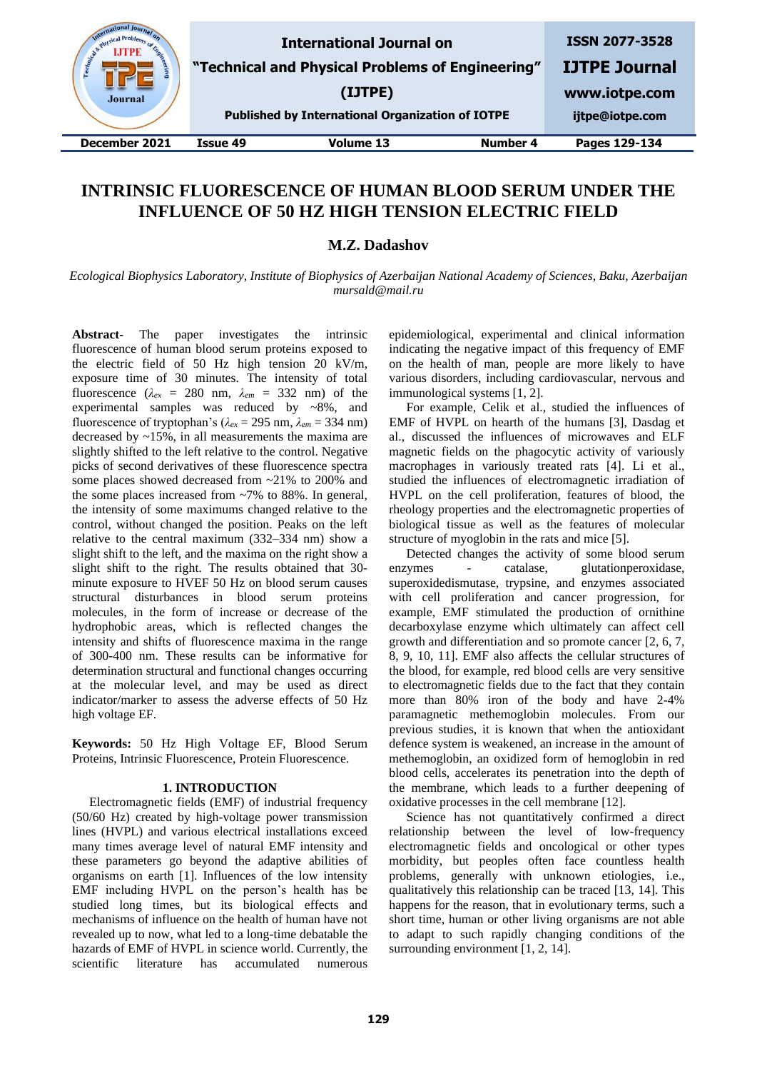# INTRINSIC FLUORESCENCE OF HUMAN BLOOD SERUM UNDER THE INFLUENCE OF 50 HZ HIGH TENSION ELECTRIC FIELD

**M.Z. Dadashov**

*Ecological Biophysics Laboratory, Institute of Biophysics of Azerbaijan National Academy of Sciences, Baku, Azerbaijan*
*mursald@mail.ru*

**Abstract-** The paper investigates the intrinsic fluorescence of human blood serum proteins exposed to the electric field of 50 Hz high tension 20 kV/m, exposure time of 30 minutes. The intensity of total fluorescence ($\lambda_{ex}$ = 280 nm, $\lambda_{em}$ = 332 nm) of the experimental samples was reduced by ~8%, and fluorescence of tryptophan's ($\lambda_{ex}$ = 295 nm, $\lambda_{em}$ = 334 nm) decreased by ~15%, in all measurements the maxima are slightly shifted to the left relative to the control. Negative picks of second derivatives of these fluorescence spectra some places showed decreased from ~21% to 200% and the some places increased from ~7% to 88%. In general, the intensity of some maximums changed relative to the control, without changed the position. Peaks on the left relative to the central maximum (332–334 nm) show a slight shift to the left, and the maxima on the right show a slight shift to the right. The results obtained that 30-minute exposure to HVEF 50 Hz on blood serum causes structural disturbances in blood serum proteins molecules, in the form of increase or decrease of the hydrophobic areas, which is reflected changes the intensity and shifts of fluorescence maxima in the range of 300-400 nm. These results can be informative for determination structural and functional changes occurring at the molecular level, and may be used as direct indicator/marker to assess the adverse effects of 50 Hz high voltage EF.

**Keywords:** 50 Hz High Voltage EF, Blood Serum Proteins, Intrinsic Fluorescence, Protein Fluorescence.

## 1. INTRODUCTION

Electromagnetic fields (EMF) of industrial frequency (50/60 Hz) created by high-voltage power transmission lines (HVPL) and various electrical installations exceed many times average level of natural EMF intensity and these parameters go beyond the adaptive abilities of organisms on earth [1]. Influences of the low intensity EMF including HVPL on the person's health has be studied long times, but its biological effects and mechanisms of influence on the health of human have not revealed up to now, what led to a long-time debatable the hazards of EMF of HVPL in science world. Currently, the scientific literature has accumulated numerous epidemiological, experimental and clinical information indicating the negative impact of this frequency of EMF on the health of man, people are more likely to have various disorders, including cardiovascular, nervous and immunological systems [1, 2].

For example, Celik et al., studied the influences of EMF of HVPL on hearth of the humans [3], Dasdag et al., discussed the influences of microwaves and ELF magnetic fields on the phagocytic activity of variously macrophages in variously treated rats [4]. Li et al., studied the influences of electromagnetic irradiation of HVPL on the cell proliferation, features of blood, the rheology properties and the electromagnetic properties of biological tissue as well as the features of molecular structure of myoglobin in the rats and mice [5].

Detected changes the activity of some blood serum enzymes - catalase, glutationperoxidase, superoxidedismutase, trypsine, and enzymes associated with cell proliferation and cancer progression, for example, EMF stimulated the production of ornithine decarboxylase enzyme which ultimately can affect cell growth and differentiation and so promote cancer [2, 6, 7, 8, 9, 10, 11]. EMF also affects the cellular structures of the blood, for example, red blood cells are very sensitive to electromagnetic fields due to the fact that they contain more than 80% iron of the body and have 2-4% paramagnetic methemoglobin molecules. From our previous studies, it is known that when the antioxidant defence system is weakened, an increase in the amount of methemoglobin, an oxidized form of hemoglobin in red blood cells, accelerates its penetration into the depth of the membrane, which leads to a further deepening of oxidative processes in the cell membrane [12].

Science has not quantitatively confirmed a direct relationship between the level of low-frequency electromagnetic fields and oncological or other types morbidity, but peoples often face countless health problems, generally with unknown etiologies, i.e., qualitatively this relationship can be traced [13, 14]. This happens for the reason, that in evolutionary terms, such a short time, human or other living organisms are not able to adapt to such rapidly changing conditions of the surrounding environment [1, 2, 14].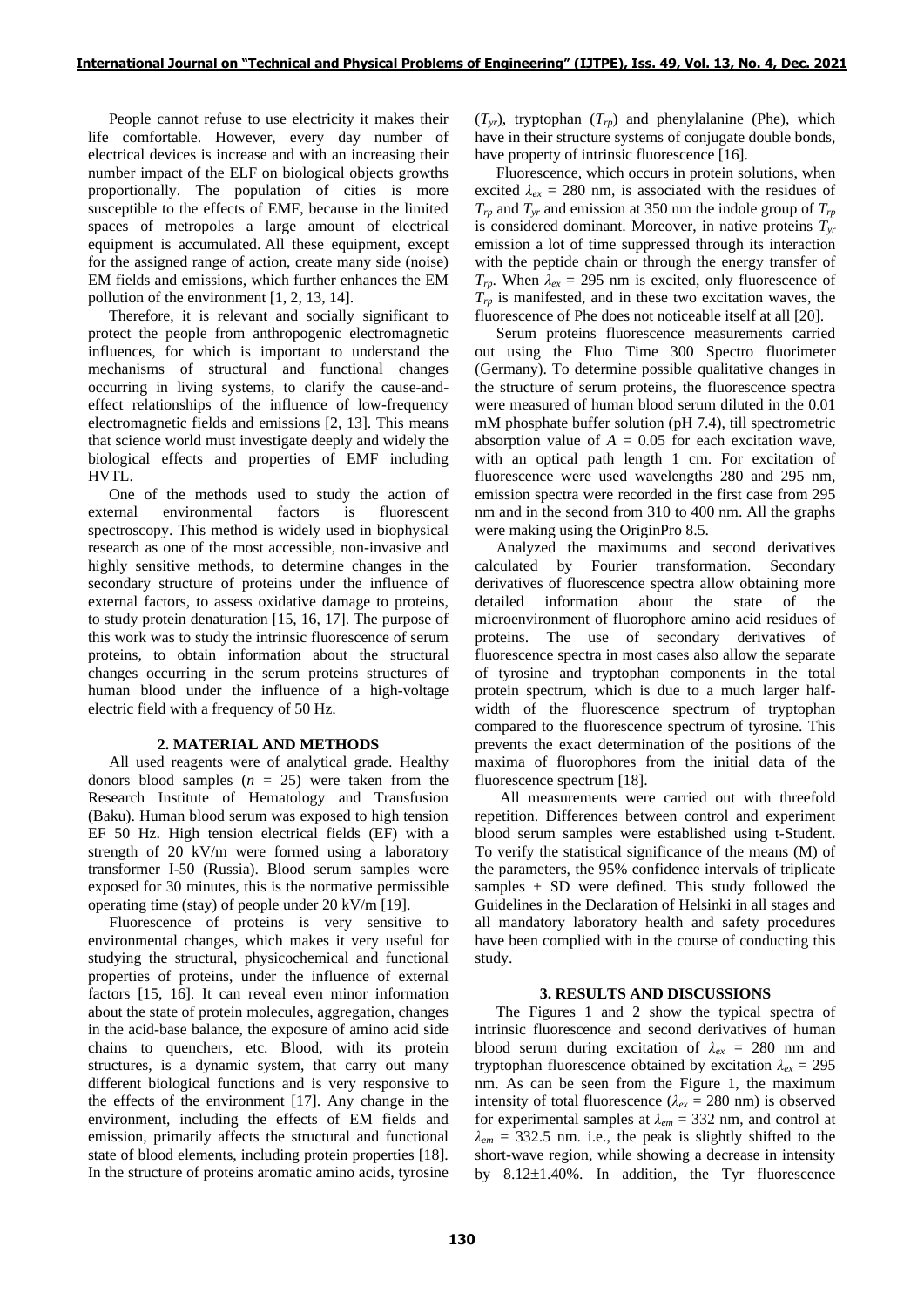People cannot refuse to use electricity it makes their life comfortable. However, every day number of electrical devices is increase and with an increasing their number impact of the ELF on biological objects growths proportionally. The population of cities is more susceptible to the effects of EMF, because in the limited spaces of metropoles a large amount of electrical equipment is accumulated. All these equipment, except for the assigned range of action, create many side (noise) EM fields and emissions, which further enhances the EM pollution of the environment [1, 2, 13, 14].

Therefore, it is relevant and socially significant to protect the people from anthropogenic electromagnetic influences, for which is important to understand the mechanisms of structural and functional changes occurring in living systems, to clarify the cause-and-effect relationships of the influence of low-frequency electromagnetic fields and emissions [2, 13]. This means that science world must investigate deeply and widely the biological effects and properties of EMF including HVTL.

One of the methods used to study the action of external environmental factors is fluorescent spectroscopy. This method is widely used in biophysical research as one of the most accessible, non-invasive and highly sensitive methods, to determine changes in the secondary structure of proteins under the influence of external factors, to assess oxidative damage to proteins, to study protein denaturation [15, 16, 17]. The purpose of this work was to study the intrinsic fluorescence of serum proteins, to obtain information about the structural changes occurring in the serum proteins structures of human blood under the influence of a high-voltage electric field with a frequency of 50 Hz.

## 2. MATERIAL AND METHODS

All used reagents were of analytical grade. Healthy donors blood samples ($n$ = 25) were taken from the Research Institute of Hematology and Transfusion (Baku). Human blood serum was exposed to high tension EF 50 Hz. High tension electrical fields (EF) with a strength of 20 kV/m were formed using a laboratory transformer I-50 (Russia). Blood serum samples were exposed for 30 minutes, this is the normative permissible operating time (stay) of people under 20 kV/m [19].

Fluorescence of proteins is very sensitive to environmental changes, which makes it very useful for studying the structural, physicochemical and functional properties of proteins, under the influence of external factors [15, 16]. It can reveal even minor information about the state of protein molecules, aggregation, changes in the acid-base balance, the exposure of amino acid side chains to quenchers, etc. Blood, with its protein structures, is a dynamic system, that carry out many different biological functions and is very responsive to the effects of the environment [17]. Any change in the environment, including the effects of EM fields and emission, primarily affects the structural and functional state of blood elements, including protein properties [18]. In the structure of proteins aromatic amino acids, tyrosine ($T_{yr}$), tryptophan ($T_{rp}$) and phenylalanine (Phe), which have in their structure systems of conjugate double bonds, have property of intrinsic fluorescence [16].

Fluorescence, which occurs in protein solutions, when excited $\lambda_{ex}$ = 280 nm, is associated with the residues of $T_{rp}$ and $T_{yr}$ and emission at 350 nm the indole group of $T_{rp}$ is considered dominant. Moreover, in native proteins $T_{yr}$ emission a lot of time suppressed through its interaction with the peptide chain or through the energy transfer of $T_{rp}$. When $\lambda_{ex}$ = 295 nm is excited, only fluorescence of $T_{rp}$ is manifested, and in these two excitation waves, the fluorescence of Phe does not noticeable itself at all [20].

Serum proteins fluorescence measurements carried out using the Fluo Time 300 Spectro fluorimeter (Germany). To determine possible qualitative changes in the structure of serum proteins, the fluorescence spectra were measured of human blood serum diluted in the 0.01 mM phosphate buffer solution (pH 7.4), till spectrometric absorption value of $A$ = 0.05 for each excitation wave, with an optical path length 1 cm. For excitation of fluorescence were used wavelengths 280 and 295 nm, emission spectra were recorded in the first case from 295 nm and in the second from 310 to 400 nm. All the graphs were making using the OriginPro 8.5.

Analyzed the maximums and second derivatives calculated by Fourier transformation. Secondary derivatives of fluorescence spectra allow obtaining more detailed information about the state of the microenvironment of fluorophore amino acid residues of proteins. The use of secondary derivatives of fluorescence spectra in most cases also allow the separate of tyrosine and tryptophan components in the total protein spectrum, which is due to a much larger half-width of the fluorescence spectrum of tryptophan compared to the fluorescence spectrum of tyrosine. This prevents the exact determination of the positions of the maxima of fluorophores from the initial data of the fluorescence spectrum [18].

All measurements were carried out with threefold repetition. Differences between control and experiment blood serum samples were established using t-Student. To verify the statistical significance of the means (M) of the parameters, the 95% confidence intervals of triplicate samples ± SD were defined. This study followed the Guidelines in the Declaration of Helsinki in all stages and all mandatory laboratory health and safety procedures have been complied with in the course of conducting this study.

## 3. RESULTS AND DISCUSSIONS

The Figures 1 and 2 show the typical spectra of intrinsic fluorescence and second derivatives of human blood serum during excitation of $\lambda_{ex}$ = 280 nm and tryptophan fluorescence obtained by excitation $\lambda_{ex}$ = 295 nm. As can be seen from the Figure 1, the maximum intensity of total fluorescence ($\lambda_{ex}$ = 280 nm) is observed for experimental samples at $\lambda_{em}$ = 332 nm, and control at $\lambda_{em}$ = 332.5 nm. i.e., the peak is slightly shifted to the short-wave region, while showing a decrease in intensity by 8.12±1.40%. In addition, the Tyr fluorescence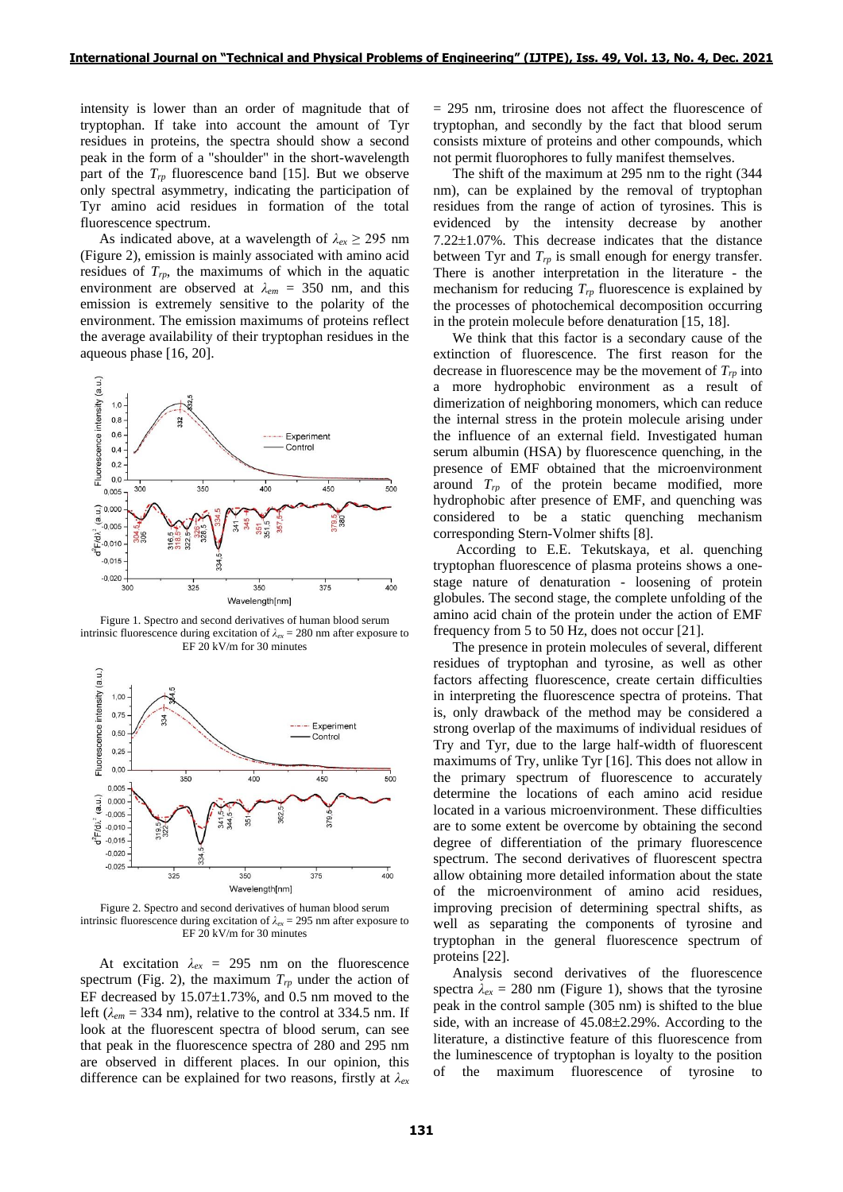intensity is lower than an order of magnitude that of tryptophan. If take into account the amount of Tyr residues in proteins, the spectra should show a second peak in the form of a "shoulder" in the short-wavelength part of the $T_{rp}$ fluorescence band [15]. But we observe only spectral asymmetry, indicating the participation of Tyr amino acid residues in formation of the total fluorescence spectrum.

As indicated above, at a wavelength of $\lambda_{ex} \geq 295$ nm (Figure 2), emission is mainly associated with amino acid residues of $T_{rp}$, the maximums of which in the aquatic environment are observed at $\lambda_{em} = 350$ nm, and this emission is extremely sensitive to the polarity of the environment. The emission maximums of proteins reflect the average availability of their tryptophan residues in the aqueous phase [16, 20].

Figure 1. Spectro and second derivatives of human blood serum intrinsic fluorescence during excitation of $\lambda_{ex} = 280$ nm after exposure to EF 20 kV/m for 30 minutes

Figure 2. Spectro and second derivatives of human blood serum intrinsic fluorescence during excitation of $\lambda_{ex} = 295$ nm after exposure to EF 20 kV/m for 30 minutes

At excitation $\lambda_{ex} = 295$ nm on the fluorescence spectrum (Fig. 2), the maximum $T_{rp}$ under the action of EF decreased by 15.07±1.73%, and 0.5 nm moved to the left ($\lambda_{em} = 334$ nm), relative to the control at 334.5 nm. If look at the fluorescent spectra of blood serum, can see that peak in the fluorescence spectra of 280 and 295 nm are observed in different places. In our opinion, this difference can be explained for two reasons, firstly at $\lambda_{ex} = 295$ nm, trirosine does not affect the fluorescence of tryptophan, and secondly by the fact that blood serum consists mixture of proteins and other compounds, which not permit fluorophores to fully manifest themselves.

The shift of the maximum at 295 nm to the right (344 nm), can be explained by the removal of tryptophan residues from the range of action of tyrosines. This is evidenced by the intensity decrease by another 7.22±1.07%. This decrease indicates that the distance between Tyr and $T_{rp}$ is small enough for energy transfer. There is another interpretation in the literature - the mechanism for reducing $T_{rp}$ fluorescence is explained by the processes of photochemical decomposition occurring in the protein molecule before denaturation [15, 18].

We think that this factor is a secondary cause of the extinction of fluorescence. The first reason for the decrease in fluorescence may be the movement of $T_{rp}$ into a more hydrophobic environment as a result of dimerization of neighboring monomers, which can reduce the internal stress in the protein molecule arising under the influence of an external field. Investigated human serum albumin (HSA) by fluorescence quenching, in the presence of EMF obtained that the microenvironment around $T_{rp}$ of the protein became modified, more hydrophobic after presence of EMF, and quenching was considered to be a static quenching mechanism corresponding Stern-Volmer shifts [8].

According to E.E. Tekutskaya, et al. quenching tryptophan fluorescence of plasma proteins shows a one-stage nature of denaturation - loosening of protein globules. The second stage, the complete unfolding of the amino acid chain of the protein under the action of EMF frequency from 5 to 50 Hz, does not occur [21].

The presence in protein molecules of several, different residues of tryptophan and tyrosine, as well as other factors affecting fluorescence, create certain difficulties in interpreting the fluorescence spectra of proteins. That is, only drawback of the method may be considered a strong overlap of the maximums of individual residues of Try and Tyr, due to the large half-width of fluorescent maximums of Try, unlike Tyr [16]. This does not allow in the primary spectrum of fluorescence to accurately determine the locations of each amino acid residue located in a various microenvironment. These difficulties are to some extent be overcome by obtaining the second degree of differentiation of the primary fluorescence spectrum. The second derivatives of fluorescent spectra allow obtaining more detailed information about the state of the microenvironment of amino acid residues, improving precision of determining spectral shifts, as well as separating the components of tyrosine and tryptophan in the general fluorescence spectrum of proteins [22].

Analysis second derivatives of the fluorescence spectra $\lambda_{ex} = 280$ nm (Figure 1), shows that the tyrosine peak in the control sample (305 nm) is shifted to the blue side, with an increase of 45.08±2.29%. According to the literature, a distinctive feature of this fluorescence from the luminescence of tryptophan is loyalty to the position of the maximum fluorescence of tyrosine to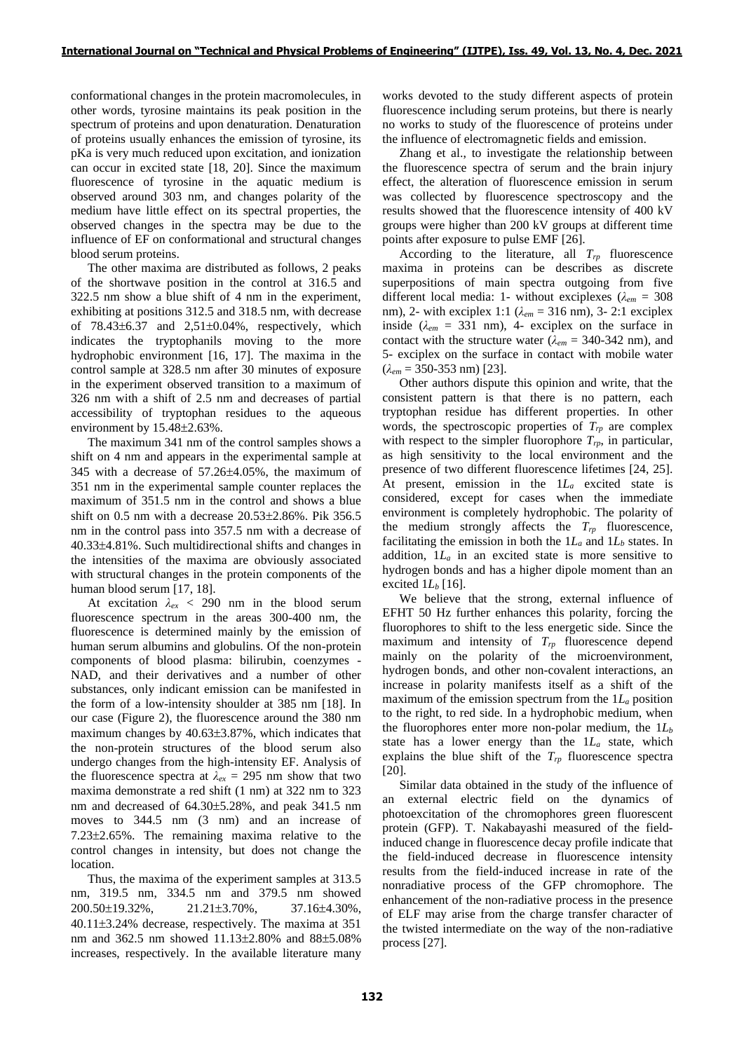conformational changes in the protein macromolecules, in other words, tyrosine maintains its peak position in the spectrum of proteins and upon denaturation. Denaturation of proteins usually enhances the emission of tyrosine, its pKa is very much reduced upon excitation, and ionization can occur in excited state [18, 20]. Since the maximum fluorescence of tyrosine in the aquatic medium is observed around 303 nm, and changes polarity of the medium have little effect on its spectral properties, the observed changes in the spectra may be due to the influence of EF on conformational and structural changes blood serum proteins.

The other maxima are distributed as follows, 2 peaks of the shortwave position in the control at 316.5 and 322.5 nm show a blue shift of 4 nm in the experiment, exhibiting at positions 312.5 and 318.5 nm, with decrease of 78.43±6.37 and 2,51±0.04%, respectively, which indicates the tryptophanils moving to the more hydrophobic environment [16, 17]. The maxima in the control sample at 328.5 nm after 30 minutes of exposure in the experiment observed transition to a maximum of 326 nm with a shift of 2.5 nm and decreases of partial accessibility of tryptophan residues to the aqueous environment by 15.48±2.63%.

The maximum 341 nm of the control samples shows a shift on 4 nm and appears in the experimental sample at 345 with a decrease of 57.26±4.05%, the maximum of 351 nm in the experimental sample counter replaces the maximum of 351.5 nm in the control and shows a blue shift on 0.5 nm with a decrease 20.53±2.86%. Pik 356.5 nm in the control pass into 357.5 nm with a decrease of 40.33±4.81%. Such multidirectional shifts and changes in the intensities of the maxima are obviously associated with structural changes in the protein components of the human blood serum [17, 18].

At excitation $\lambda_{ex}$ < 290 nm in the blood serum fluorescence spectrum in the areas 300-400 nm, the fluorescence is determined mainly by the emission of human serum albumins and globulins. Of the non-protein components of blood plasma: bilirubin, coenzymes - NAD, and their derivatives and a number of other substances, only indicant emission can be manifested in the form of a low-intensity shoulder at 385 nm [18]. In our case (Figure 2), the fluorescence around the 380 nm maximum changes by 40.63±3.87%, which indicates that the non-protein structures of the blood serum also undergo changes from the high-intensity EF. Analysis of the fluorescence spectra at $\lambda_{ex}$ = 295 nm show that two maxima demonstrate a red shift (1 nm) at 322 nm to 323 nm and decreased of 64.30±5.28%, and peak 341.5 nm moves to 344.5 nm (3 nm) and an increase of 7.23±2.65%. The remaining maxima relative to the control changes in intensity, but does not change the location.

Thus, the maxima of the experiment samples at 313.5 nm, 319.5 nm, 334.5 nm and 379.5 nm showed 200.50±19.32%, 21.21±3.70%, 37.16±4.30%, 40.11±3.24% decrease, respectively. The maxima at 351 nm and 362.5 nm showed 11.13±2.80% and 88±5.08% increases, respectively. In the available literature many works devoted to the study different aspects of protein fluorescence including serum proteins, but there is nearly no works to study of the fluorescence of proteins under the influence of electromagnetic fields and emission.

Zhang et al., to investigate the relationship between the fluorescence spectra of serum and the brain injury effect, the alteration of fluorescence emission in serum was collected by fluorescence spectroscopy and the results showed that the fluorescence intensity of 400 kV groups were higher than 200 kV groups at different time points after exposure to pulse EMF [26].

According to the literature, all $T_{rp}$ fluorescence maxima in proteins can be describes as discrete superpositions of main spectra outgoing from five different local media: 1- without exciplexes ($\lambda_{em}$ = 308 nm), 2- with exciplex 1:1 ($\lambda_{em}$ = 316 nm), 3- 2:1 exciplex inside ($\lambda_{em}$ = 331 nm), 4- exciplex on the surface in contact with the structure water ($\lambda_{em}$ = 340-342 nm), and 5- exciplex on the surface in contact with mobile water ($\lambda_{em}$ = 350-353 nm) [23].

Other authors dispute this opinion and write, that the consistent pattern is that there is no pattern, each tryptophan residue has different properties. In other words, the spectroscopic properties of $T_{rp}$ are complex with respect to the simpler fluorophore $T_{rp}$, in particular, as high sensitivity to the local environment and the presence of two different fluorescence lifetimes [24, 25]. At present, emission in the $1L_a$ excited state is considered, except for cases when the immediate environment is completely hydrophobic. The polarity of the medium strongly affects the $T_{rp}$ fluorescence, facilitating the emission in both the $1L_a$ and $1L_b$ states. In addition, $1L_a$ in an excited state is more sensitive to hydrogen bonds and has a higher dipole moment than an excited $1L_b$ [16].

We believe that the strong, external influence of EFHT 50 Hz further enhances this polarity, forcing the fluorophores to shift to the less energetic side. Since the maximum and intensity of $T_{rp}$ fluorescence depend mainly on the polarity of the microenvironment, hydrogen bonds, and other non-covalent interactions, an increase in polarity manifests itself as a shift of the maximum of the emission spectrum from the $1L_a$ position to the right, to red side. In a hydrophobic medium, when the fluorophores enter more non-polar medium, the $1L_b$ state has a lower energy than the $1L_a$ state, which explains the blue shift of the $T_{rp}$ fluorescence spectra [20].

Similar data obtained in the study of the influence of an external electric field on the dynamics of photoexcitation of the chromophores green fluorescent protein (GFP). T. Nakabayashi measured of the field-induced change in fluorescence decay profile indicate that the field-induced decrease in fluorescence intensity results from the field-induced increase in rate of the nonradiative process of the GFP chromophore. The enhancement of the non-radiative process in the presence of ELF may arise from the charge transfer character of the twisted intermediate on the way of the non-radiative process [27].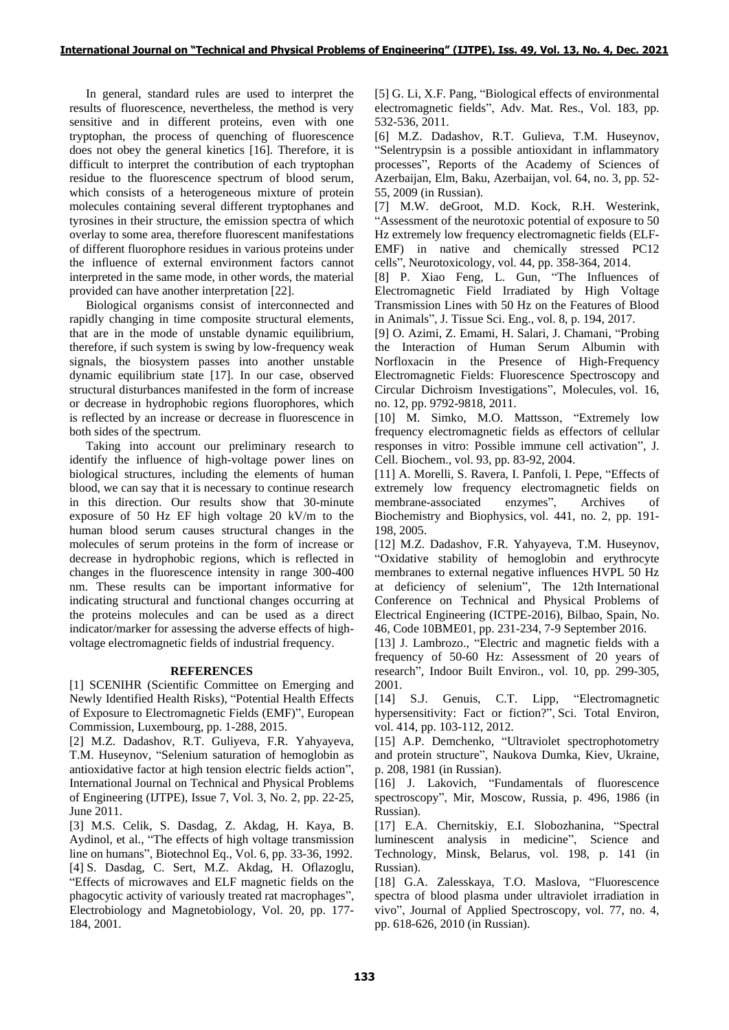In general, standard rules are used to interpret the results of fluorescence, nevertheless, the method is very sensitive and in different proteins, even with one tryptophan, the process of quenching of fluorescence does not obey the general kinetics [16]. Therefore, it is difficult to interpret the contribution of each tryptophan residue to the fluorescence spectrum of blood serum, which consists of a heterogeneous mixture of protein molecules containing several different tryptophanes and tyrosines in their structure, the emission spectra of which overlay to some area, therefore fluorescent manifestations of different fluorophore residues in various proteins under the influence of external environment factors cannot interpreted in the same mode, in other words, the material provided can have another interpretation [22].

Biological organisms consist of interconnected and rapidly changing in time composite structural elements, that are in the mode of unstable dynamic equilibrium, therefore, if such system is swing by low-frequency weak signals, the biosystem passes into another unstable dynamic equilibrium state [17]. In our case, observed structural disturbances manifested in the form of increase or decrease in hydrophobic regions fluorophores, which is reflected by an increase or decrease in fluorescence in both sides of the spectrum.

Taking into account our preliminary research to identify the influence of high-voltage power lines on biological structures, including the elements of human blood, we can say that it is necessary to continue research in this direction. Our results show that 30-minute exposure of 50 Hz EF high voltage 20 kV/m to the human blood serum causes structural changes in the molecules of serum proteins in the form of increase or decrease in hydrophobic regions, which is reflected in changes in the fluorescence intensity in range 300-400 nm. These results can be important informative for indicating structural and functional changes occurring at the proteins molecules and can be used as a direct indicator/marker for assessing the adverse effects of high-voltage electromagnetic fields of industrial frequency.

## REFERENCES

[1] SCENIHR (Scientific Committee on Emerging and Newly Identified Health Risks), "Potential Health Effects of Exposure to Electromagnetic Fields (EMF)", European Commission, Luxembourg, pp. 1-288, 2015.

[2] M.Z. Dadashov, R.T. Guliyeva, F.R. Yahyayeva, T.M. Huseynov, "Selenium saturation of hemoglobin as antioxidative factor at high tension electric fields action", International Journal on Technical and Physical Problems of Engineering (IJTPE), Issue 7, Vol. 3, No. 2, pp. 22-25, June 2011.

[3] M.S. Celik, S. Dasdag, Z. Akdag, H. Kaya, B. Aydinol, et al., "The effects of high voltage transmission line on humans", Biotechnol Eq., Vol. 6, pp. 33-36, 1992.

[4] S. Dasdag, C. Sert, M.Z. Akdag, H. Oflazoglu, "Effects of microwaves and ELF magnetic fields on the phagocytic activity of variously treated rat macrophages", Electrobiology and Magnetobiology, Vol. 20, pp. 177-184, 2001.

[5] G. Li, X.F. Pang, "Biological effects of environmental electromagnetic fields", Adv. Mat. Res., Vol. 183, pp. 532-536, 2011.

[6] M.Z. Dadashov, R.T. Gulieva, T.M. Huseynov, "Selentrypsin is a possible antioxidant in inflammatory processes", Reports of the Academy of Sciences of Azerbaijan, Elm, Baku, Azerbaijan, vol. 64, no. 3, pp. 52-55, 2009 (in Russian).

[7] M.W. deGroot, M.D. Kock, R.H. Westerink, "Assessment of the neurotoxic potential of exposure to 50 Hz extremely low frequency electromagnetic fields (ELF-EMF) in native and chemically stressed PC12 cells", Neurotoxicology, vol. 44, pp. 358-364, 2014.

[8] P. Xiao Feng, L. Gun, "The Influences of Electromagnetic Field Irradiated by High Voltage Transmission Lines with 50 Hz on the Features of Blood in Animals", J. Tissue Sci. Eng., vol. 8, p. 194, 2017.

[9] O. Azimi, Z. Emami, H. Salari, J. Chamani, "Probing the Interaction of Human Serum Albumin with Norfloxacin in the Presence of High-Frequency Electromagnetic Fields: Fluorescence Spectroscopy and Circular Dichroism Investigations", Molecules, vol. 16, no. 12, pp. 9792-9818, 2011.

[10] M. Simko, M.O. Mattsson, "Extremely low frequency electromagnetic fields as effectors of cellular responses in vitro: Possible immune cell activation", J. Cell. Biochem., vol. 93, pp. 83-92, 2004.

[11] A. Morelli, S. Ravera, I. Panfoli, I. Pepe, "Effects of extremely low frequency electromagnetic fields on membrane-associated enzymes", Archives of Biochemistry and Biophysics, vol. 441, no. 2, pp. 191-198, 2005.

[12] M.Z. Dadashov, F.R. Yahyayeva, T.M. Huseynov, "Oxidative stability of hemoglobin and erythrocyte membranes to external negative influences HVPL 50 Hz at deficiency of selenium", The 12th International Conference on Technical and Physical Problems of Electrical Engineering (ICTPE-2016), Bilbao, Spain, No. 46, Code 10BME01, pp. 231-234, 7-9 September 2016.

[13] J. Lambrozo., "Electric and magnetic fields with a frequency of 50-60 Hz: Assessment of 20 years of research", Indoor Built Environ., vol. 10, pp. 299-305, 2001.

[14] S.J. Genuis, C.T. Lipp, "Electromagnetic hypersensitivity: Fact or fiction?", Sci. Total Environ, vol. 414, pp. 103-112, 2012.

[15] A.P. Demchenko, "Ultraviolet spectrophotometry and protein structure", Naukova Dumka, Kiev, Ukraine, p. 208, 1981 (in Russian).

[16] J. Lakovich, "Fundamentals of fluorescence spectroscopy", Mir, Moscow, Russia, p. 496, 1986 (in Russian).

[17] E.A. Chernitskiy, E.I. Slobozhanina, "Spectral luminescent analysis in medicine", Science and Technology, Minsk, Belarus, vol. 198, p. 141 (in Russian).

[18] G.A. Zalesskaya, T.O. Maslova, "Fluorescence spectra of blood plasma under ultraviolet irradiation in vivo", Journal of Applied Spectroscopy, vol. 77, no. 4, pp. 618-626, 2010 (in Russian).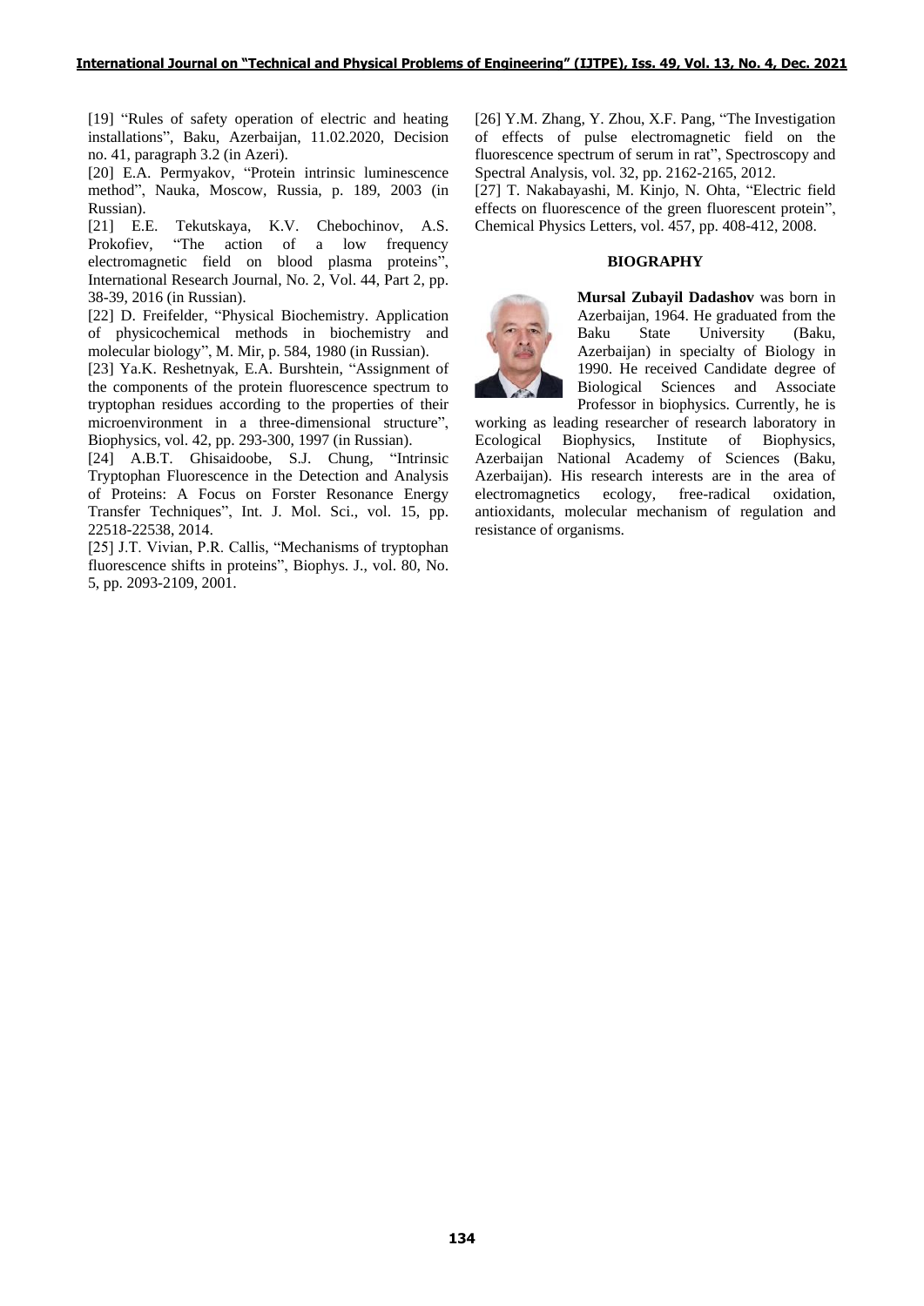[19] "Rules of safety operation of electric and heating installations", Baku, Azerbaijan, 11.02.2020, Decision no. 41, paragraph 3.2 (in Azeri).

[20] E.A. Permyakov, "Protein intrinsic luminescence method", Nauka, Moscow, Russia, p. 189, 2003 (in Russian).

[21] E.E. Tekutskaya, K.V. Chebochinov, A.S. Prokofiev, "The action of a low frequency electromagnetic field on blood plasma proteins", International Research Journal, No. 2, Vol. 44, Part 2, pp. 38-39, 2016 (in Russian).

[22] D. Freifelder, "Physical Biochemistry. Application of physicochemical methods in biochemistry and molecular biology", M. Mir, p. 584, 1980 (in Russian).

[23] Ya.K. Reshetnyak, E.A. Burshtein, "Assignment of the components of the protein fluorescence spectrum to tryptophan residues according to the properties of their microenvironment in a three-dimensional structure", Biophysics, vol. 42, pp. 293-300, 1997 (in Russian).

[24] A.B.T. Ghisaidoobe, S.J. Chung, "Intrinsic Tryptophan Fluorescence in the Detection and Analysis of Proteins: A Focus on Forster Resonance Energy Transfer Techniques", Int. J. Mol. Sci., vol. 15, pp. 22518-22538, 2014.

[25] J.T. Vivian, P.R. Callis, "Mechanisms of tryptophan fluorescence shifts in proteins", Biophys. J., vol. 80, No. 5, pp. 2093-2109, 2001.

[26] Y.M. Zhang, Y. Zhou, X.F. Pang, "The Investigation of effects of pulse electromagnetic field on the fluorescence spectrum of serum in rat", Spectroscopy and Spectral Analysis, vol. 32, pp. 2162-2165, 2012.

[27] T. Nakabayashi, M. Kinjo, N. Ohta, "Electric field effects on fluorescence of the green fluorescent protein", Chemical Physics Letters, vol. 457, pp. 408-412, 2008.

## BIOGRAPHY

**Mursal Zubayil Dadashov** was born in Azerbaijan, 1964. He graduated from the Baku State University (Baku, Azerbaijan) in specialty of Biology in 1990. He received Candidate degree of Biological Sciences and Associate Professor in biophysics. Currently, he is working as leading researcher of research laboratory in Ecological Biophysics, Institute of Biophysics, Azerbaijan National Academy of Sciences (Baku, Azerbaijan). His research interests are in the area of electromagnetics ecology, free-radical oxidation, antioxidants, molecular mechanism of regulation and resistance of organisms.